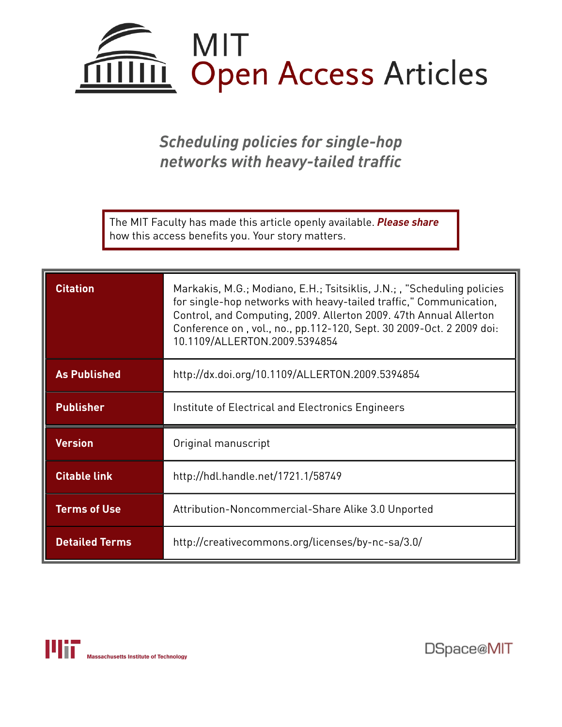# MIT Open Access Articles

## *Scheduling policies for single-hop networks with heavy-tailed traffic*

The MIT Faculty has made this article openly available. ***Please share*** how this access benefits you. Your story matters.

| | |
|---|---|
| **Citation** | Markakis, M.G.; Modiano, E.H.; Tsitsiklis, J.N.; , "Scheduling policies for single-hop networks with heavy-tailed traffic," Communication, Control, and Computing, 2009. Allerton 2009. 47th Annual Allerton Conference on , vol., no., pp.112-120, Sept. 30 2009-Oct. 2 2009 doi: 10.1109/ALLERTON.2009.5394854 |
| **As Published** | http://dx.doi.org/10.1109/ALLERTON.2009.5394854 |
| **Publisher** | Institute of Electrical and Electronics Engineers |
| **Version** | Original manuscript |
| **Citable link** | http://hdl.handle.net/1721.1/58749 |
| **Terms of Use** | Attribution-Noncommercial-Share Alike 3.0 Unported |
| **Detailed Terms** | http://creativecommons.org/licenses/by-nc-sa/3.0/ |

Massachusetts Institute of Technology

DSpace@MIT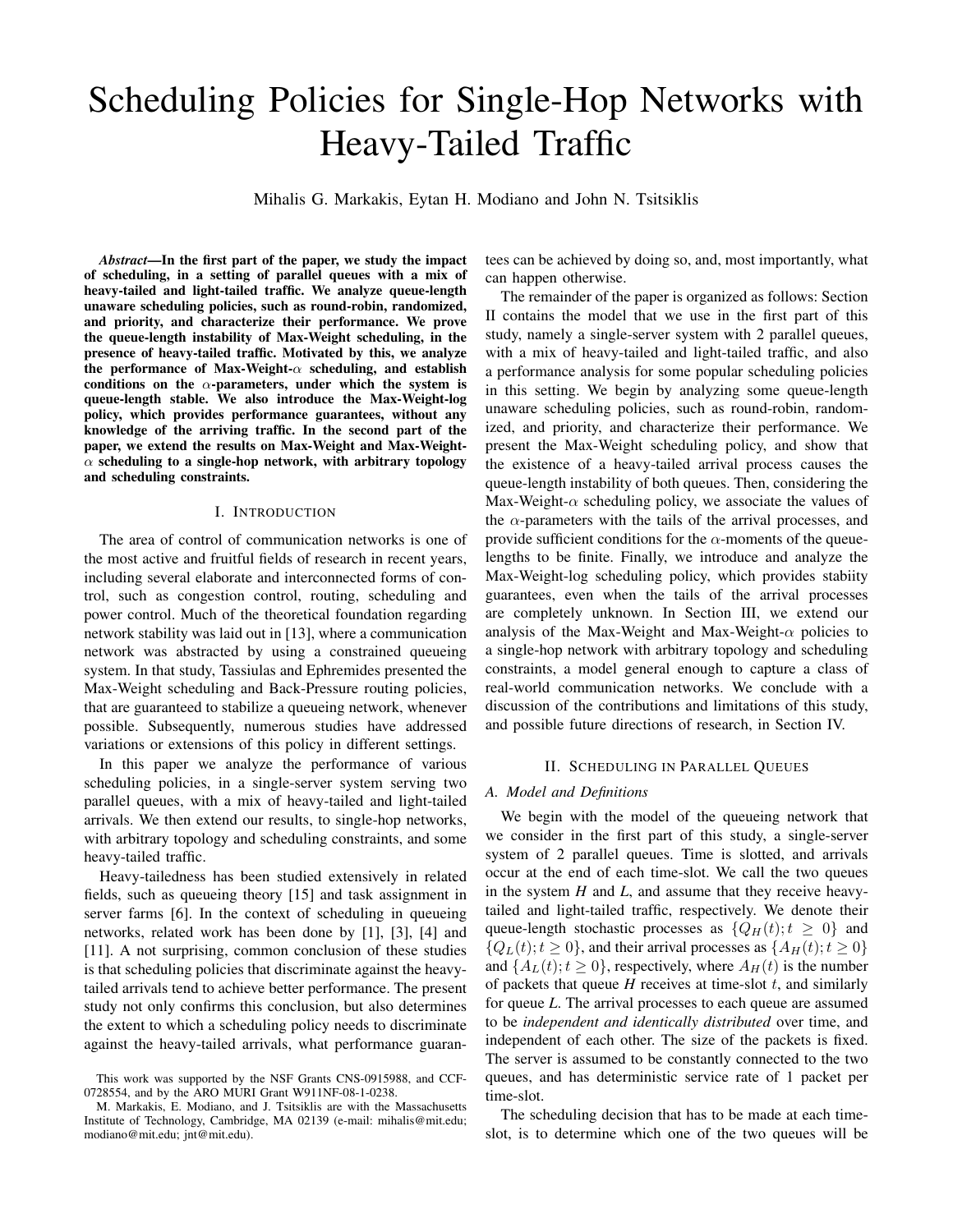# Scheduling Policies for Single-Hop Networks with Heavy-Tailed Traffic

Mihalis G. Markakis, Eytan H. Modiano and John N. Tsitsiklis

***Abstract*—In the first part of the paper, we study the impact of scheduling, in a setting of parallel queues with a mix of heavy-tailed and light-tailed traffic. We analyze queue-length unaware scheduling policies, such as round-robin, randomized, and priority, and characterize their performance. We prove the queue-length instability of Max-Weight scheduling, in the presence of heavy-tailed traffic. Motivated by this, we analyze the performance of Max-Weight-$\alpha$ scheduling, and establish conditions on the $\alpha$-parameters, under which the system is queue-length stable. We also introduce the Max-Weight-log policy, which provides performance guarantees, without any knowledge of the arriving traffic. In the second part of the paper, we extend the results on Max-Weight and Max-Weight-$\alpha$ scheduling to a single-hop network, with arbitrary topology and scheduling constraints.**

## I. Introduction

The area of control of communication networks is one of the most active and fruitful fields of research in recent years, including several elaborate and interconnected forms of control, such as congestion control, routing, scheduling and power control. Much of the theoretical foundation regarding network stability was laid out in [13], where a communication network was abstracted by using a constrained queueing system. In that study, Tassiulas and Ephremides presented the Max-Weight scheduling and Back-Pressure routing policies, that are guaranteed to stabilize a queueing network, whenever possible. Subsequently, numerous studies have addressed variations or extensions of this policy in different settings.

In this paper we analyze the performance of various scheduling policies, in a single-server system serving two parallel queues, with a mix of heavy-tailed and light-tailed arrivals. We then extend our results, to single-hop networks, with arbitrary topology and scheduling constraints, and some heavy-tailed traffic.

Heavy-tailedness has been studied extensively in related fields, such as queueing theory [15] and task assignment in server farms [6]. In the context of scheduling in queueing networks, related work has been done by [1], [3], [4] and [11]. A not surprising, common conclusion of these studies is that scheduling policies that discriminate against the heavy-tailed arrivals tend to achieve better performance. The present study not only confirms this conclusion, but also determines the extent to which a scheduling policy needs to discriminate against the heavy-tailed arrivals, what performance guarantees can be achieved by doing so, and, most importantly, what can happen otherwise.

The remainder of the paper is organized as follows: Section II contains the model that we use in the first part of this study, namely a single-server system with 2 parallel queues, with a mix of heavy-tailed and light-tailed traffic, and also a performance analysis for some popular scheduling policies in this setting. We begin by analyzing some queue-length unaware scheduling policies, such as round-robin, randomized, and priority, and characterize their performance. We present the Max-Weight scheduling policy, and show that the existence of a heavy-tailed arrival process causes the queue-length instability of both queues. Then, considering the Max-Weight-$\alpha$ scheduling policy, we associate the values of the $\alpha$-parameters with the tails of the arrival processes, and provide sufficient conditions for the $\alpha$-moments of the queue-lengths to be finite. Finally, we introduce and analyze the Max-Weight-log scheduling policy, which provides stabiity guarantees, even when the tails of the arrival processes are completely unknown. In Section III, we extend our analysis of the Max-Weight and Max-Weight-$\alpha$ policies to a single-hop network with arbitrary topology and scheduling constraints, a model general enough to capture a class of real-world communication networks. We conclude with a discussion of the contributions and limitations of this study, and possible future directions of research, in Section IV.

## II. Scheduling in Parallel Queues

### A. Model and Definitions

We begin with the model of the queueing network that we consider in the first part of this study, a single-server system of 2 parallel queues. Time is slotted, and arrivals occur at the end of each time-slot. We call the two queues in the system *H* and *L*, and assume that they receive heavy-tailed and light-tailed traffic, respectively. We denote their queue-length stochastic processes as $\{Q_H(t); t \geq 0\}$ and $\{Q_L(t); t \geq 0\}$, and their arrival processes as $\{A_H(t); t \geq 0\}$ and $\{A_L(t); t \geq 0\}$, respectively, where $A_H(t)$ is the number of packets that queue *H* receives at time-slot $t$, and similarly for queue *L*. The arrival processes to each queue are assumed to be *independent and identically distributed* over time, and independent of each other. The size of the packets is fixed. The server is assumed to be constantly connected to the two queues, and has deterministic service rate of 1 packet per time-slot.

The scheduling decision that has to be made at each time-slot, is to determine which one of the two queues will be

This work was supported by the NSF Grants CNS-0915988, and CCF-0728554, and by the ARO MURI Grant W911NF-08-1-0238.

M. Markakis, E. Modiano, and J. Tsitsiklis are with the Massachusetts Institute of Technology, Cambridge, MA 02139 (e-mail: mihalis@mit.edu; modiano@mit.edu; jnt@mit.edu).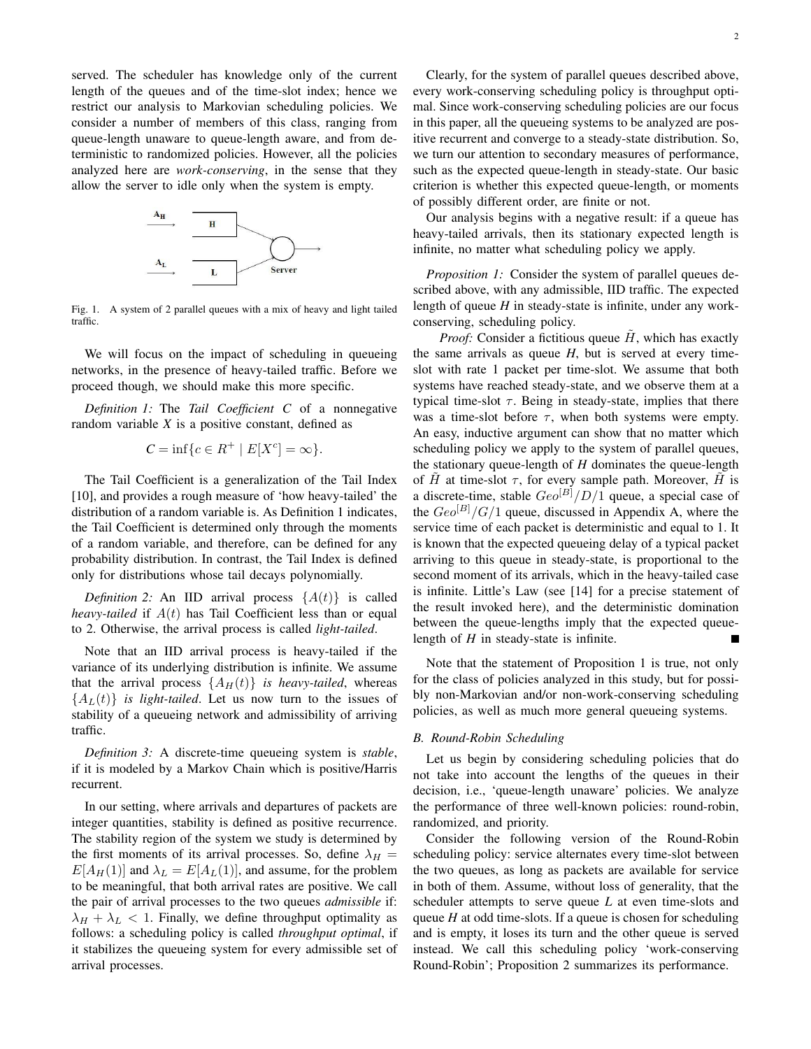served. The scheduler has knowledge only of the current length of the queues and of the time-slot index; hence we restrict our analysis to Markovian scheduling policies. We consider a number of members of this class, ranging from queue-length unaware to queue-length aware, and from deterministic to randomized policies. However, all the policies analyzed here are *work-conserving*, in the sense that they allow the server to idle only when the system is empty.

Fig. 1. A system of 2 parallel queues with a mix of heavy and light tailed traffic.

We will focus on the impact of scheduling in queueing networks, in the presence of heavy-tailed traffic. Before we proceed though, we should make this more specific.

*Definition 1:* The *Tail Coefficient* $C$ of a nonnegative random variable $X$ is a positive constant, defined as

$$C = \inf\{c \in R^+ \mid E[X^c] = \infty\}.$$

The Tail Coefficient is a generalization of the Tail Index [10], and provides a rough measure of 'how heavy-tailed' the distribution of a random variable is. As Definition 1 indicates, the Tail Coefficient is determined only through the moments of a random variable, and therefore, can be defined for any probability distribution. In contrast, the Tail Index is defined only for distributions whose tail decays polynomially.

*Definition 2:* An IID arrival process $\{A(t)\}$ is called *heavy-tailed* if $A(t)$ has Tail Coefficient less than or equal to 2. Otherwise, the arrival process is called *light-tailed*.

Note that an IID arrival process is heavy-tailed if the variance of its underlying distribution is infinite. We assume that the arrival process $\{A_H(t)\}$ *is heavy-tailed*, whereas $\{A_L(t)\}$ *is light-tailed*. Let us now turn to the issues of stability of a queueing network and admissibility of arriving traffic.

*Definition 3:* A discrete-time queueing system is *stable*, if it is modeled by a Markov Chain which is positive/Harris recurrent.

In our setting, where arrivals and departures of packets are integer quantities, stability is defined as positive recurrence. The stability region of the system we study is determined by the first moments of its arrival processes. So, define $\lambda_H = E[A_H(1)]$ and $\lambda_L = E[A_L(1)]$, and assume, for the problem to be meaningful, that both arrival rates are positive. We call the pair of arrival processes to the two queues *admissible* if: $\lambda_H + \lambda_L < 1$. Finally, we define throughput optimality as follows: a scheduling policy is called *throughput optimal*, if it stabilizes the queueing system for every admissible set of arrival processes.

Clearly, for the system of parallel queues described above, every work-conserving scheduling policy is throughput optimal. Since work-conserving scheduling policies are our focus in this paper, all the queueing systems to be analyzed are positive recurrent and converge to a steady-state distribution. So, we turn our attention to secondary measures of performance, such as the expected queue-length in steady-state. Our basic criterion is whether this expected queue-length, or moments of possibly different order, are finite or not.

Our analysis begins with a negative result: if a queue has heavy-tailed arrivals, then its stationary expected length is infinite, no matter what scheduling policy we apply.

*Proposition 1:* Consider the system of parallel queues described above, with any admissible, IID traffic. The expected length of queue *H* in steady-state is infinite, under any work-conserving, scheduling policy.

*Proof:* Consider a fictitious queue $\tilde{H}$, which has exactly the same arrivals as queue *H*, but is served at every time-slot with rate 1 packet per time-slot. We assume that both systems have reached steady-state, and we observe them at a typical time-slot $\tau$. Being in steady-state, implies that there was a time-slot before $\tau$, when both systems were empty. An easy, inductive argument can show that no matter which scheduling policy we apply to the system of parallel queues, the stationary queue-length of *H* dominates the queue-length of $\tilde{H}$ at time-slot $\tau$, for every sample path. Moreover, $\tilde{H}$ is a discrete-time, stable $Geo^{[B]}/D/1$ queue, a special case of the $Geo^{[B]}/G/1$ queue, discussed in Appendix A, where the service time of each packet is deterministic and equal to 1. It is known that the expected queueing delay of a typical packet arriving to this queue in steady-state, is proportional to the second moment of its arrivals, which in the heavy-tailed case is infinite. Little's Law (see [14] for a precise statement of the result invoked here), and the deterministic domination between the queue-lengths imply that the expected queue-length of *H* in steady-state is infinite. ■

Note that the statement of Proposition 1 is true, not only for the class of policies analyzed in this study, but for possibly non-Markovian and/or non-work-conserving scheduling policies, as well as much more general queueing systems.

### B. Round-Robin Scheduling

Let us begin by considering scheduling policies that do not take into account the lengths of the queues in their decision, i.e., 'queue-length unaware' policies. We analyze the performance of three well-known policies: round-robin, randomized, and priority.

Consider the following version of the Round-Robin scheduling policy: service alternates every time-slot between the two queues, as long as packets are available for service in both of them. Assume, without loss of generality, that the scheduler attempts to serve queue *L* at even time-slots and queue *H* at odd time-slots. If a queue is chosen for scheduling and is empty, it loses its turn and the other queue is served instead. We call this scheduling policy 'work-conserving Round-Robin'; Proposition 2 summarizes its performance.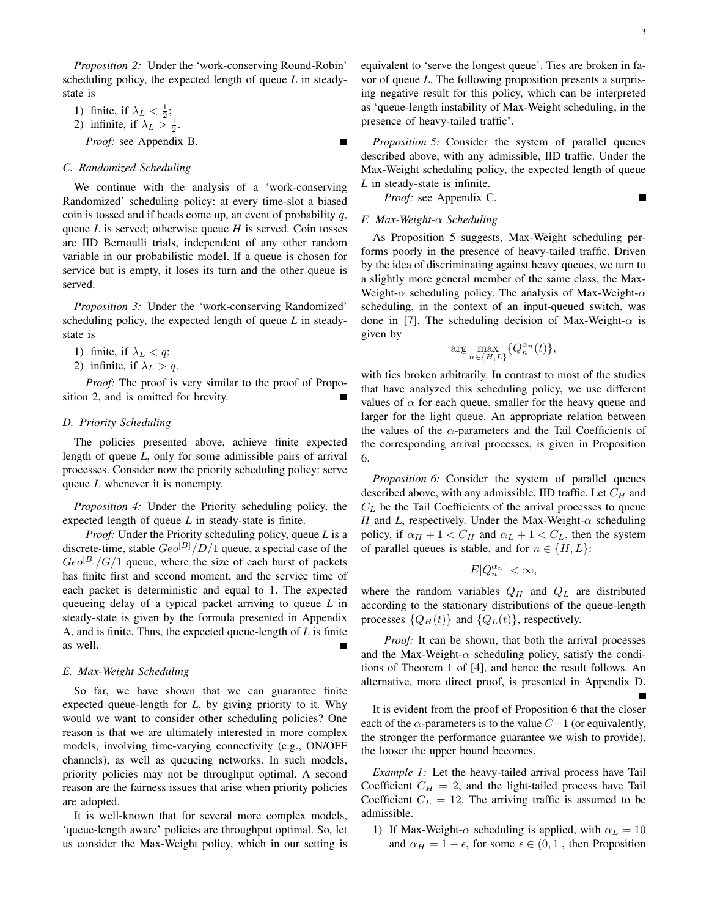*Proposition 2:* Under the 'work-conserving Round-Robin' scheduling policy, the expected length of queue *L* in steady-state is

1) finite, if $\lambda_L < \frac{1}{2}$;
2) infinite, if $\lambda_L > \frac{1}{2}$.

*Proof:* see Appendix B. ■

### C. Randomized Scheduling

We continue with the analysis of a 'work-conserving Randomized' scheduling policy: at every time-slot a biased coin is tossed and if heads come up, an event of probability $q$, queue *L* is served; otherwise queue *H* is served. Coin tosses are IID Bernoulli trials, independent of any other random variable in our probabilistic model. If a queue is chosen for service but is empty, it loses its turn and the other queue is served.

*Proposition 3:* Under the 'work-conserving Randomized' scheduling policy, the expected length of queue *L* in steady-state is

1) finite, if $\lambda_L < q$;
2) infinite, if $\lambda_L > q$.

*Proof:* The proof is very similar to the proof of Proposition 2, and is omitted for brevity. ■

### D. Priority Scheduling

The policies presented above, achieve finite expected length of queue *L*, only for some admissible pairs of arrival processes. Consider now the priority scheduling policy: serve queue *L* whenever it is nonempty.

*Proposition 4:* Under the Priority scheduling policy, the expected length of queue *L* in steady-state is finite.

*Proof:* Under the Priority scheduling policy, queue *L* is a discrete-time, stable $Geo^{[B]}/D/1$ queue, a special case of the $Geo^{[B]}/G/1$ queue, where the size of each burst of packets has finite first and second moment, and the service time of each packet is deterministic and equal to 1. The expected queueing delay of a typical packet arriving to queue *L* in steady-state is given by the formula presented in Appendix A, and is finite. Thus, the expected queue-length of *L* is finite as well. ■

### E. Max-Weight Scheduling

So far, we have shown that we can guarantee finite expected queue-length for *L*, by giving priority to it. Why would we want to consider other scheduling policies? One reason is that we are ultimately interested in more complex models, involving time-varying connectivity (e.g., ON/OFF channels), as well as queueing networks. In such models, priority policies may not be throughput optimal. A second reason are the fairness issues that arise when priority policies are adopted.

It is well-known that for several more complex models, 'queue-length aware' policies are throughput optimal. So, let us consider the Max-Weight policy, which in our setting is equivalent to 'serve the longest queue'. Ties are broken in favor of queue *L*. The following proposition presents a surprising negative result for this policy, which can be interpreted as 'queue-length instability of Max-Weight scheduling, in the presence of heavy-tailed traffic'.

*Proposition 5:* Consider the system of parallel queues described above, with any admissible, IID traffic. Under the Max-Weight scheduling policy, the expected length of queue *L* in steady-state is infinite.

*Proof:* see Appendix C. ■

### F. Max-Weight-$\alpha$ Scheduling

As Proposition 5 suggests, Max-Weight scheduling performs poorly in the presence of heavy-tailed traffic. Driven by the idea of discriminating against heavy queues, we turn to a slightly more general member of the same class, the Max-Weight-$\alpha$ scheduling policy. The analysis of Max-Weight-$\alpha$ scheduling, in the context of an input-queued switch, was done in [7]. The scheduling decision of Max-Weight-$\alpha$ is given by

$$\arg \max_{n \in \{H,L\}} \{Q_n^{\alpha_n}(t)\},$$

with ties broken arbitrarily. In contrast to most of the studies that have analyzed this scheduling policy, we use different values of $\alpha$ for each queue, smaller for the heavy queue and larger for the light queue. An appropriate relation between the values of the $\alpha$-parameters and the Tail Coefficients of the corresponding arrival processes, is given in Proposition 6.

*Proposition 6:* Consider the system of parallel queues described above, with any admissible, IID traffic. Let $C_H$ and $C_L$ be the Tail Coefficients of the arrival processes to queue *H* and *L*, respectively. Under the Max-Weight-$\alpha$ scheduling policy, if $\alpha_H + 1 < C_H$ and $\alpha_L + 1 < C_L$, then the system of parallel queues is stable, and for $n \in \{H, L\}$:

$$E[Q_n^{\alpha_n}] < \infty,$$

where the random variables $Q_H$ and $Q_L$ are distributed according to the stationary distributions of the queue-length processes $\{Q_H(t)\}$ and $\{Q_L(t)\}$, respectively.

*Proof:* It can be shown, that both the arrival processes and the Max-Weight-$\alpha$ scheduling policy, satisfy the conditions of Theorem 1 of [4], and hence the result follows. An alternative, more direct proof, is presented in Appendix D. ■

It is evident from the proof of Proposition 6 that the closer each of the $\alpha$-parameters is to the value $C-1$ (or equivalently, the stronger the performance guarantee we wish to provide), the looser the upper bound becomes.

*Example 1:* Let the heavy-tailed arrival process have Tail Coefficient $C_H = 2$, and the light-tailed process have Tail Coefficient $C_L = 12$. The arriving traffic is assumed to be admissible.

1) If Max-Weight-$\alpha$ scheduling is applied, with $\alpha_L = 10$ and $\alpha_H = 1 - \epsilon$, for some $\epsilon \in (0, 1]$, then Proposition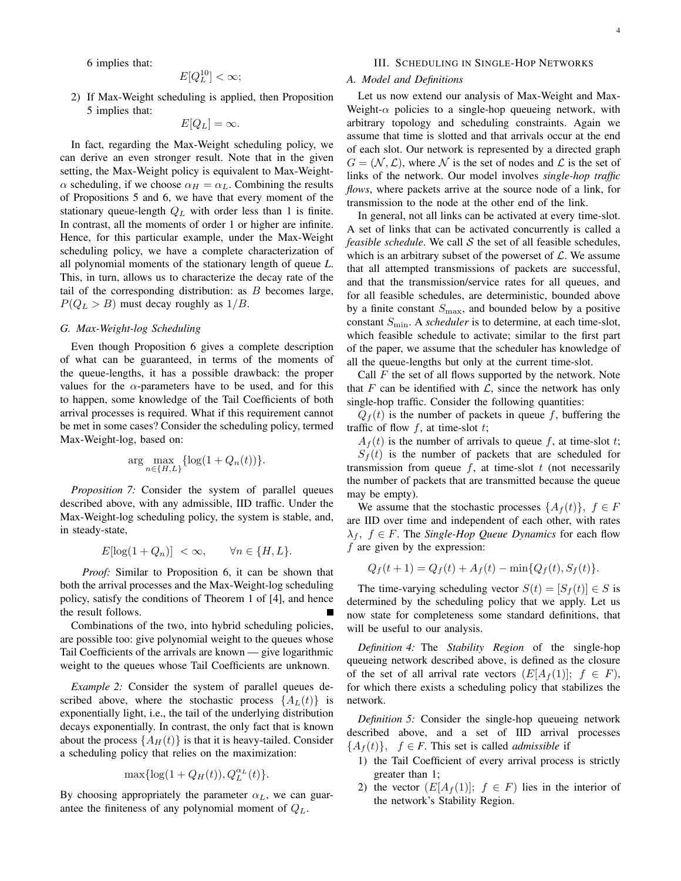6 implies that:

$$E[Q_L^{10}] < \infty;$$

2) If Max-Weight scheduling is applied, then Proposition 5 implies that:

$$E[Q_L] = \infty.$$

In fact, regarding the Max-Weight scheduling policy, we can derive an even stronger result. Note that in the given setting, the Max-Weight policy is equivalent to Max-Weight-$\alpha$ scheduling, if we choose $\alpha_H = \alpha_L$. Combining the results of Propositions 5 and 6, we have that every moment of the stationary queue-length $Q_L$ with order less than 1 is finite. In contrast, all the moments of order 1 or higher are infinite. Hence, for this particular example, under the Max-Weight scheduling policy, we have a complete characterization of all polynomial moments of the stationary length of queue *L*. This, in turn, allows us to characterize the decay rate of the tail of the corresponding distribution: as $B$ becomes large, $P(Q_L > B)$ must decay roughly as $1/B$.

### *G. Max-Weight-log Scheduling*

Even though Proposition 6 gives a complete description of what can be guaranteed, in terms of the moments of the queue-lengths, it has a possible drawback: the proper values for the $\alpha$-parameters have to be used, and for this to happen, some knowledge of the Tail Coefficients of both arrival processes is required. What if this requirement cannot be met in some cases? Consider the scheduling policy, termed Max-Weight-log, based on:

$$\arg \max_{n \in \{H,L\}} \{\log(1 + Q_n(t))\}.$$

*Proposition 7:* Consider the system of parallel queues described above, with any admissible, IID traffic. Under the Max-Weight-log scheduling policy, the system is stable, and, in steady-state,

$$E[\log(1 + Q_n)] < \infty, \qquad \forall n \in \{H, L\}.$$

*Proof:* Similar to Proposition 6, it can be shown that both the arrival processes and the Max-Weight-log scheduling policy, satisfy the conditions of Theorem 1 of [4], and hence the result follows. ∎

Combinations of the two, into hybrid scheduling policies, are possible too: give polynomial weight to the queues whose Tail Coefficients of the arrivals are known — give logarithmic weight to the queues whose Tail Coefficients are unknown.

*Example 2:* Consider the system of parallel queues described above, where the stochastic process $\{A_L(t)\}$ is exponentially light, i.e., the tail of the underlying distribution decays exponentially. In contrast, the only fact that is known about the process $\{A_H(t)\}$ is that it is heavy-tailed. Consider a scheduling policy that relies on the maximization:

$$\max\{\log(1 + Q_H(t)), Q_L^{\alpha_L}(t)\}.$$

By choosing appropriately the parameter $\alpha_L$, we can guarantee the finiteness of any polynomial moment of $Q_L$.

## III. Scheduling in Single-Hop Networks

### *A. Model and Definitions*

Let us now extend our analysis of Max-Weight and Max-Weight-$\alpha$ policies to a single-hop queueing network, with arbitrary topology and scheduling constraints. Again we assume that time is slotted and that arrivals occur at the end of each slot. Our network is represented by a directed graph $G = (\mathcal{N}, \mathcal{L})$, where $\mathcal{N}$ is the set of nodes and $\mathcal{L}$ is the set of links of the network. Our model involves *single-hop traffic flows*, where packets arrive at the source node of a link, for transmission to the node at the other end of the link.

In general, not all links can be activated at every time-slot. A set of links that can be activated concurrently is called a *feasible schedule*. We call $\mathcal{S}$ the set of all feasible schedules, which is an arbitrary subset of the powerset of $\mathcal{L}$. We assume that all attempted transmissions of packets are successful, and that the transmission/service rates for all queues, and for all feasible schedules, are deterministic, bounded above by a finite constant $S_{\max}$, and bounded below by a positive constant $S_{\min}$. A *scheduler* is to determine, at each time-slot, which feasible schedule to activate; similar to the first part of the paper, we assume that the scheduler has knowledge of all the queue-lengths but only at the current time-slot.

Call $F$ the set of all flows supported by the network. Note that $F$ can be identified with $\mathcal{L}$, since the network has only single-hop traffic. Consider the following quantities:

$Q_f(t)$ is the number of packets in queue $f$, buffering the traffic of flow $f$, at time-slot $t$;

$A_f(t)$ is the number of arrivals to queue $f$, at time-slot $t$;

$S_f(t)$ is the number of packets that are scheduled for transmission from queue $f$, at time-slot $t$ (not necessarily the number of packets that are transmitted because the queue may be empty).

We assume that the stochastic processes $\{A_f(t)\},\ f \in F$ are IID over time and independent of each other, with rates $\lambda_f,\ f \in F$. The *Single-Hop Queue Dynamics* for each flow $f$ are given by the expression:

$$Q_f(t+1) = Q_f(t) + A_f(t) - \min\{Q_f(t), S_f(t)\}.$$

The time-varying scheduling vector $S(t) = [S_f(t)] \in S$ is determined by the scheduling policy that we apply. Let us now state for completeness some standard definitions, that will be useful to our analysis.

*Definition 4:* The *Stability Region* of the single-hop queueing network described above, is defined as the closure of the set of all arrival rate vectors $(E[A_f(1)];\ f \in F)$, for which there exists a scheduling policy that stabilizes the network.

*Definition 5:* Consider the single-hop queueing network described above, and a set of IID arrival processes $\{A_f(t)\},\quad f \in F$. This set is called *admissible* if

1) the Tail Coefficient of every arrival process is strictly greater than 1;
2) the vector $(E[A_f(1)];\ f \in F)$ lies in the interior of the network's Stability Region.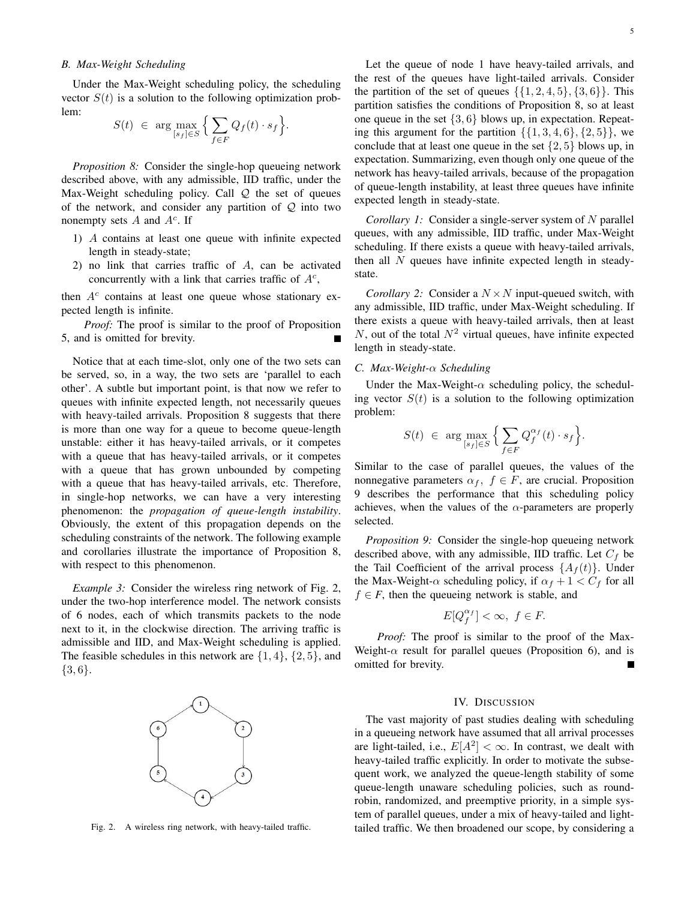### B. Max-Weight Scheduling

Under the Max-Weight scheduling policy, the scheduling vector $S(t)$ is a solution to the following optimization problem:

$$S(t) \in \arg\max_{[s_f]\in S} \Big\{ \sum_{f\in F} Q_f(t) \cdot s_f \Big\}.$$

*Proposition 8:* Consider the single-hop queueing network described above, with any admissible, IID traffic, under the Max-Weight scheduling policy. Call $\mathcal{Q}$ the set of queues of the network, and consider any partition of $\mathcal{Q}$ into two nonempty sets $A$ and $A^c$. If

1) $A$ contains at least one queue with infinite expected length in steady-state;
2) no link that carries traffic of $A$, can be activated concurrently with a link that carries traffic of $A^c$,

then $A^c$ contains at least one queue whose stationary expected length is infinite.

*Proof:* The proof is similar to the proof of Proposition 5, and is omitted for brevity. ∎

Notice that at each time-slot, only one of the two sets can be served, so, in a way, the two sets are 'parallel to each other'. A subtle but important point, is that now we refer to queues with infinite expected length, not necessarily queues with heavy-tailed arrivals. Proposition 8 suggests that there is more than one way for a queue to become queue-length unstable: either it has heavy-tailed arrivals, or it competes with a queue that has heavy-tailed arrivals, or it competes with a queue that has grown unbounded by competing with a queue that has heavy-tailed arrivals, etc. Therefore, in single-hop networks, we can have a very interesting phenomenon: the *propagation of queue-length instability*. Obviously, the extent of this propagation depends on the scheduling constraints of the network. The following example and corollaries illustrate the importance of Proposition 8, with respect to this phenomenon.

*Example 3:* Consider the wireless ring network of Fig. 2, under the two-hop interference model. The network consists of 6 nodes, each of which transmits packets to the node next to it, in the clockwise direction. The arriving traffic is admissible and IID, and Max-Weight scheduling is applied. The feasible schedules in this network are $\{1, 4\}$, $\{2, 5\}$, and $\{3, 6\}$.

Fig. 2. A wireless ring network, with heavy-tailed traffic.

Let the queue of node 1 have heavy-tailed arrivals, and the rest of the queues have light-tailed arrivals. Consider the partition of the set of queues $\{\{1, 2, 4, 5\}, \{3, 6\}\}$. This partition satisfies the conditions of Proposition 8, so at least one queue in the set $\{3, 6\}$ blows up, in expectation. Repeating this argument for the partition $\{\{1, 3, 4, 6\}, \{2, 5\}\}$, we conclude that at least one queue in the set $\{2, 5\}$ blows up, in expectation. Summarizing, even though only one queue of the network has heavy-tailed arrivals, because of the propagation of queue-length instability, at least three queues have infinite expected length in steady-state.

*Corollary 1:* Consider a single-server system of $N$ parallel queues, with any admissible, IID traffic, under Max-Weight scheduling. If there exists a queue with heavy-tailed arrivals, then all $N$ queues have infinite expected length in steady-state.

*Corollary 2:* Consider a $N \times N$ input-queued switch, with any admissible, IID traffic, under Max-Weight scheduling. If there exists a queue with heavy-tailed arrivals, then at least $N$, out of the total $N^2$ virtual queues, have infinite expected length in steady-state.

### C. Max-Weight-$\alpha$ Scheduling

Under the Max-Weight-$\alpha$ scheduling policy, the scheduling vector $S(t)$ is a solution to the following optimization problem:

$$S(t) \in \arg\max_{[s_f]\in S} \Big\{ \sum_{f\in F} Q_f^{\alpha_f}(t) \cdot s_f \Big\}.$$

Similar to the case of parallel queues, the values of the nonnegative parameters $\alpha_f$, $f \in F$, are crucial. Proposition 9 describes the performance that this scheduling policy achieves, when the values of the $\alpha$-parameters are properly selected.

*Proposition 9:* Consider the single-hop queueing network described above, with any admissible, IID traffic. Let $C_f$ be the Tail Coefficient of the arrival process $\{A_f(t)\}$. Under the Max-Weight-$\alpha$ scheduling policy, if $\alpha_f + 1 < C_f$ for all $f \in F$, then the queueing network is stable, and

$$E[Q_f^{\alpha_f}] < \infty, \ f \in F.$$

*Proof:* The proof is similar to the proof of the Max-Weight-$\alpha$ result for parallel queues (Proposition 6), and is omitted for brevity. ∎

## IV. Discussion

The vast majority of past studies dealing with scheduling in a queueing network have assumed that all arrival processes are light-tailed, i.e., $E[A^2] < \infty$. In contrast, we dealt with heavy-tailed traffic explicitly. In order to motivate the subsequent work, we analyzed the queue-length stability of some queue-length unaware scheduling policies, such as round-robin, randomized, and preemptive priority, in a simple system of parallel queues, under a mix of heavy-tailed and light-tailed traffic. We then broadened our scope, by considering a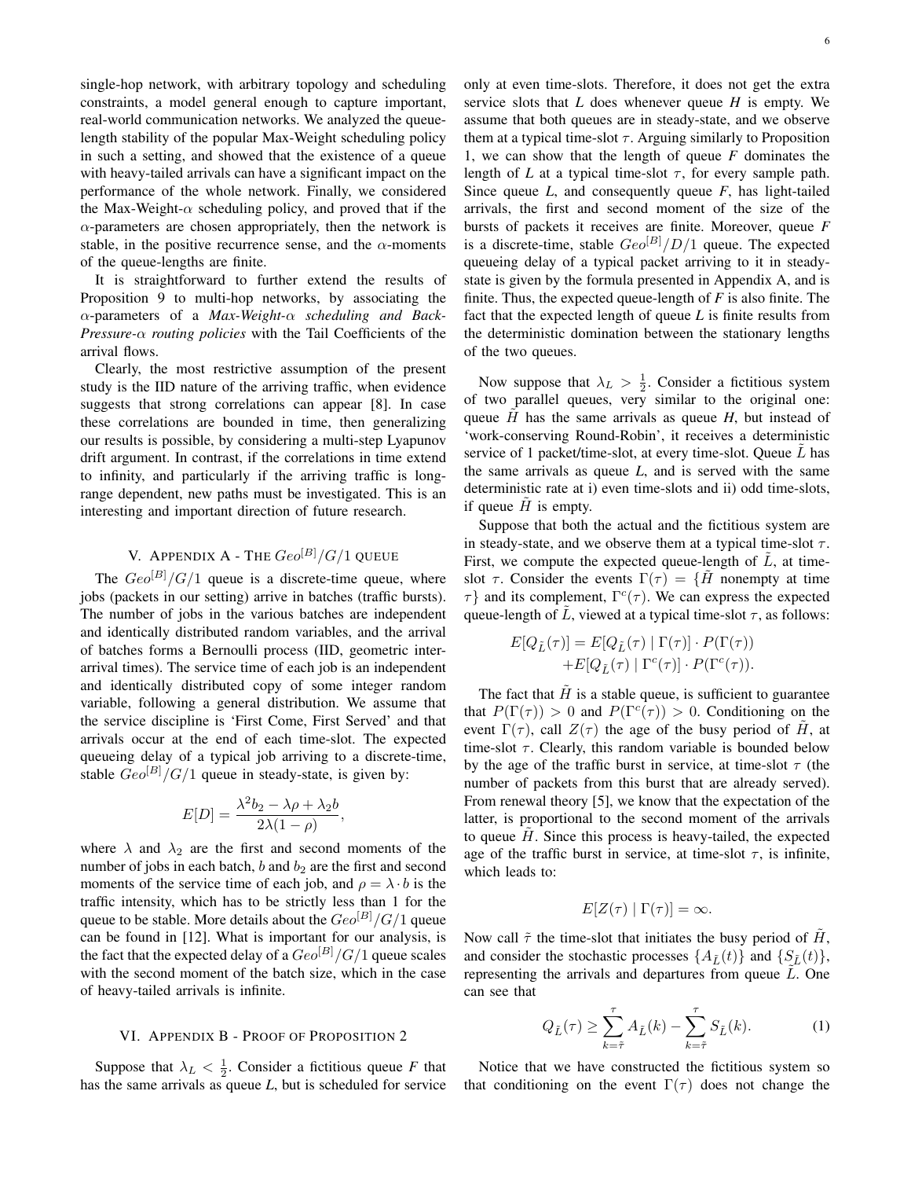single-hop network, with arbitrary topology and scheduling constraints, a model general enough to capture important, real-world communication networks. We analyzed the queue-length stability of the popular Max-Weight scheduling policy in such a setting, and showed that the existence of a queue with heavy-tailed arrivals can have a significant impact on the performance of the whole network. Finally, we considered the Max-Weight-$\alpha$ scheduling policy, and proved that if the $\alpha$-parameters are chosen appropriately, then the network is stable, in the positive recurrence sense, and the $\alpha$-moments of the queue-lengths are finite.

It is straightforward to further extend the results of Proposition 9 to multi-hop networks, by associating the $\alpha$-parameters of a *Max-Weight-$\alpha$ scheduling and Back-Pressure-$\alpha$ routing policies* with the Tail Coefficients of the arrival flows.

Clearly, the most restrictive assumption of the present study is the IID nature of the arriving traffic, when evidence suggests that strong correlations can appear [8]. In case these correlations are bounded in time, then generalizing our results is possible, by considering a multi-step Lyapunov drift argument. In contrast, if the correlations in time extend to infinity, and particularly if the arriving traffic is long-range dependent, new paths must be investigated. This is an interesting and important direction of future research.

## V. Appendix A - The $Geo^{[B]}/G/1$ queue

The $Geo^{[B]}/G/1$ queue is a discrete-time queue, where jobs (packets in our setting) arrive in batches (traffic bursts). The number of jobs in the various batches are independent and identically distributed random variables, and the arrival of batches forms a Bernoulli process (IID, geometric inter-arrival times). The service time of each job is an independent and identically distributed copy of some integer random variable, following a general distribution. We assume that the service discipline is 'First Come, First Served' and that arrivals occur at the end of each time-slot. The expected queueing delay of a typical job arriving to a discrete-time, stable $Geo^{[B]}/G/1$ queue in steady-state, is given by:

$$E[D] = \frac{\lambda^2 b_2 - \lambda\rho + \lambda_2 b}{2\lambda(1-\rho)},$$

where $\lambda$ and $\lambda_2$ are the first and second moments of the number of jobs in each batch, $b$ and $b_2$ are the first and second moments of the service time of each job, and $\rho = \lambda \cdot b$ is the traffic intensity, which has to be strictly less than 1 for the queue to be stable. More details about the $Geo^{[B]}/G/1$ queue can be found in [12]. What is important for our analysis, is the fact that the expected delay of a $Geo^{[B]}/G/1$ queue scales with the second moment of the batch size, which in the case of heavy-tailed arrivals is infinite.

## VI. Appendix B - Proof of Proposition 2

Suppose that $\lambda_L < \frac{1}{2}$. Consider a fictitious queue *F* that has the same arrivals as queue *L*, but is scheduled for service only at even time-slots. Therefore, it does not get the extra service slots that *L* does whenever queue *H* is empty. We assume that both queues are in steady-state, and we observe them at a typical time-slot $\tau$. Arguing similarly to Proposition 1, we can show that the length of queue *F* dominates the length of *L* at a typical time-slot $\tau$, for every sample path. Since queue *L*, and consequently queue *F*, has light-tailed arrivals, the first and second moment of the size of the bursts of packets it receives are finite. Moreover, queue *F* is a discrete-time, stable $Geo^{[B]}/D/1$ queue. The expected queueing delay of a typical packet arriving to it in steady-state is given by the formula presented in Appendix A, and is finite. Thus, the expected queue-length of *F* is also finite. The fact that the expected length of queue *L* is finite results from the deterministic domination between the stationary lengths of the two queues.

Now suppose that $\lambda_L > \frac{1}{2}$. Consider a fictitious system of two parallel queues, very similar to the original one: queue $\tilde{H}$ has the same arrivals as queue *H*, but instead of 'work-conserving Round-Robin', it receives a deterministic service of 1 packet/time-slot, at every time-slot. Queue $\tilde{L}$ has the same arrivals as queue *L*, and is served with the same deterministic rate at i) even time-slots and ii) odd time-slots, if queue $\tilde{H}$ is empty.

Suppose that both the actual and the fictitious system are in steady-state, and we observe them at a typical time-slot $\tau$. First, we compute the expected queue-length of $\tilde{L}$, at time-slot $\tau$. Consider the events $\Gamma(\tau) = \{\tilde{H}$ nonempty at time $\tau\}$ and its complement, $\Gamma^c(\tau)$. We can express the expected queue-length of $\tilde{L}$, viewed at a typical time-slot $\tau$, as follows:

$$\begin{aligned} E[Q_{\tilde{L}}(\tau)] = E[Q_{\tilde{L}}(\tau) \mid \Gamma(\tau)] \cdot P(\Gamma(\tau)) \\ + E[Q_{\tilde{L}}(\tau) \mid \Gamma^c(\tau)] \cdot P(\Gamma^c(\tau)). \end{aligned}$$

The fact that $\tilde{H}$ is a stable queue, is sufficient to guarantee that $P(\Gamma(\tau)) > 0$ and $P(\Gamma^c(\tau)) > 0$. Conditioning on the event $\Gamma(\tau)$, call $Z(\tau)$ the age of the busy period of $\tilde{H}$, at time-slot $\tau$. Clearly, this random variable is bounded below by the age of the traffic burst in service, at time-slot $\tau$ (the number of packets from this burst that are already served). From renewal theory [5], we know that the expectation of the latter, is proportional to the second moment of the arrivals to queue $\tilde{H}$. Since this process is heavy-tailed, the expected age of the traffic burst in service, at time-slot $\tau$, is infinite, which leads to:

$$E[Z(\tau) \mid \Gamma(\tau)] = \infty.$$

Now call $\tilde{\tau}$ the time-slot that initiates the busy period of $\tilde{H}$, and consider the stochastic processes $\{A_{\tilde{L}}(t)\}$ and $\{S_{\tilde{L}}(t)\}$, representing the arrivals and departures from queue $\tilde{L}$. One can see that

$$Q_{\tilde{L}}(\tau) \geq \sum_{k=\tilde{\tau}}^{\tau} A_{\tilde{L}}(k) - \sum_{k=\tilde{\tau}}^{\tau} S_{\tilde{L}}(k). \qquad (1)$$

Notice that we have constructed the fictitious system so that conditioning on the event $\Gamma(\tau)$ does not change the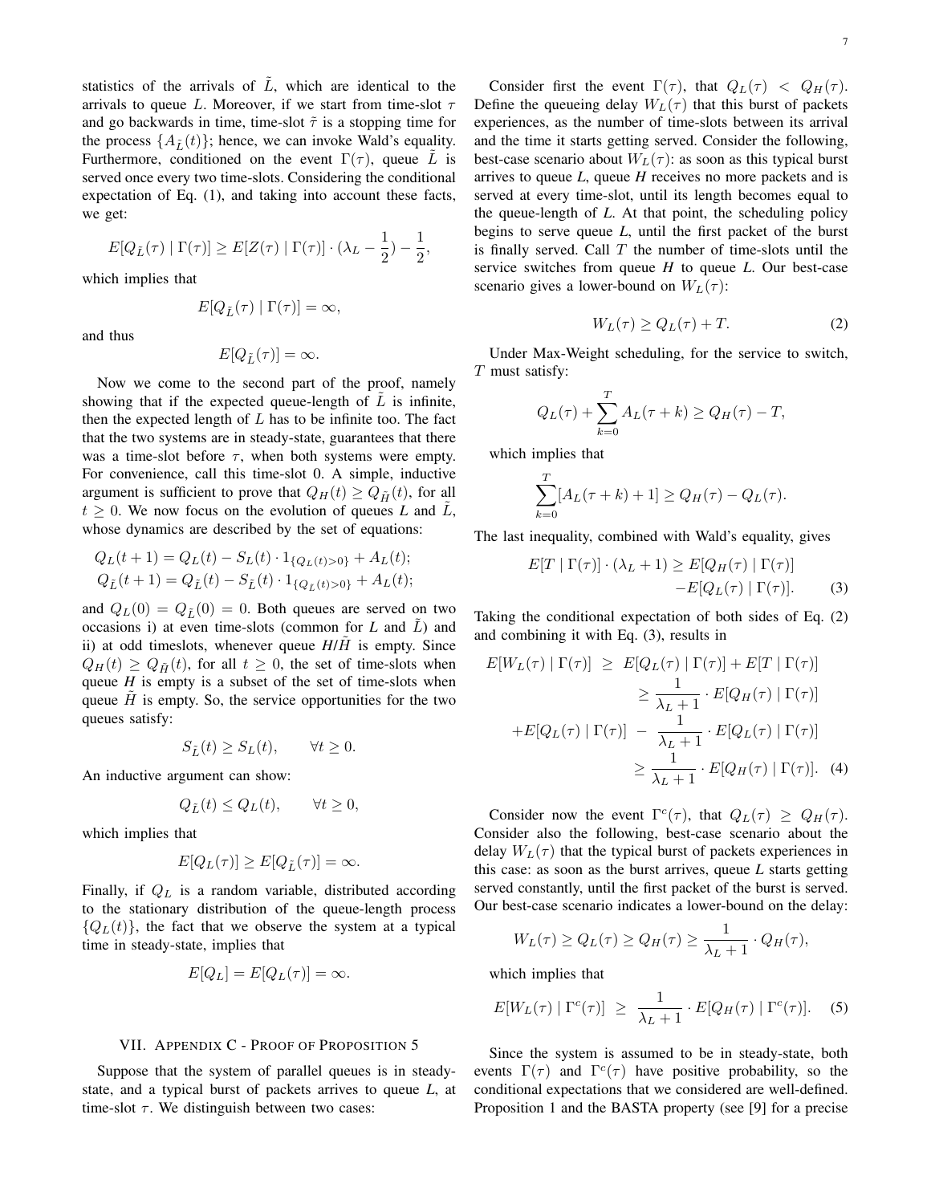statistics of the arrivals of $\tilde{L}$, which are identical to the arrivals to queue $L$. Moreover, if we start from time-slot $\tau$ and go backwards in time, time-slot $\tilde{\tau}$ is a stopping time for the process $\{A_{\tilde{L}}(t)\}$; hence, we can invoke Wald's equality. Furthermore, conditioned on the event $\Gamma(\tau)$, queue $\tilde{L}$ is served once every two time-slots. Considering the conditional expectation of Eq. (1), and taking into account these facts, we get:

$$E[Q_{\tilde{L}}(\tau) \mid \Gamma(\tau)] \geq E[Z(\tau) \mid \Gamma(\tau)] \cdot (\lambda_L - \frac{1}{2}) - \frac{1}{2},$$

which implies that

$$E[Q_{\tilde{L}}(\tau) \mid \Gamma(\tau)] = \infty,$$

and thus

$$E[Q_{\tilde{L}}(\tau)] = \infty.$$

Now we come to the second part of the proof, namely showing that if the expected queue-length of $\tilde{L}$ is infinite, then the expected length of $L$ has to be infinite too. The fact that the two systems are in steady-state, guarantees that there was a time-slot before $\tau$, when both systems were empty. For convenience, call this time-slot 0. A simple, inductive argument is sufficient to prove that $Q_H(t) \geq Q_{\tilde{H}}(t)$, for all $t \geq 0$. We now focus on the evolution of queues $L$ and $\tilde{L}$, whose dynamics are described by the set of equations:

$$Q_L(t+1) = Q_L(t) - S_L(t) \cdot 1_{\{Q_L(t)>0\}} + A_L(t);$$
$$Q_{\tilde{L}}(t+1) = Q_{\tilde{L}}(t) - S_{\tilde{L}}(t) \cdot 1_{\{Q_{\tilde{L}}(t)>0\}} + A_L(t);$$

and $Q_L(0) = Q_{\tilde{L}}(0) = 0$. Both queues are served on two occasions i) at even time-slots (common for $L$ and $\tilde{L}$) and ii) at odd timeslots, whenever queue $H$/$\tilde{H}$ is empty. Since $Q_H(t) \geq Q_{\tilde{H}}(t)$, for all $t \geq 0$, the set of time-slots when queue $H$ is empty is a subset of the set of time-slots when queue $\tilde{H}$ is empty. So, the service opportunities for the two queues satisfy:

$$S_{\tilde{L}}(t) \geq S_L(t), \qquad \forall t \geq 0.$$

An inductive argument can show:

$$Q_{\tilde{L}}(t) \leq Q_L(t), \qquad \forall t \geq 0,$$

which implies that

$$E[Q_L(\tau)] \geq E[Q_{\tilde{L}}(\tau)] = \infty.$$

Finally, if $Q_L$ is a random variable, distributed according to the stationary distribution of the queue-length process $\{Q_L(t)\}$, the fact that we observe the system at a typical time in steady-state, implies that

$$E[Q_L] = E[Q_L(\tau)] = \infty.$$

## VII. Appendix C - Proof of Proposition 5

Suppose that the system of parallel queues is in steady-state, and a typical burst of packets arrives to queue $L$, at time-slot $\tau$. We distinguish between two cases:

Consider first the event $\Gamma(\tau)$, that $Q_L(\tau) < Q_H(\tau)$. Define the queueing delay $W_L(\tau)$ that this burst of packets experiences, as the number of time-slots between its arrival and the time it starts getting served. Consider the following, best-case scenario about $W_L(\tau)$: as soon as this typical burst arrives to queue *L*, queue *H* receives no more packets and is served at every time-slot, until its length becomes equal to the queue-length of *L*. At that point, the scheduling policy begins to serve queue *L*, until the first packet of the burst is finally served. Call $T$ the number of time-slots until the service switches from queue *H* to queue *L*. Our best-case scenario gives a lower-bound on $W_L(\tau)$:

$$W_L(\tau) \geq Q_L(\tau) + T. \tag{2}$$

Under Max-Weight scheduling, for the service to switch, $T$ must satisfy:

$$Q_L(\tau) + \sum_{k=0}^{T} A_L(\tau + k) \geq Q_H(\tau) - T,$$

which implies that

$$\sum_{k=0}^{T} [A_L(\tau + k) + 1] \geq Q_H(\tau) - Q_L(\tau).$$

The last inequality, combined with Wald's equality, gives

$$E[T \mid \Gamma(\tau)] \cdot (\lambda_L + 1) \geq E[Q_H(\tau) \mid \Gamma(\tau)] - E[Q_L(\tau) \mid \Gamma(\tau)]. \tag{3}$$

Taking the conditional expectation of both sides of Eq. (2) and combining it with Eq. (3), results in

$$\begin{aligned}
E[W_L(\tau) \mid \Gamma(\tau)] &\geq E[Q_L(\tau) \mid \Gamma(\tau)] + E[T \mid \Gamma(\tau)] \\
&\geq \frac{1}{\lambda_L + 1} \cdot E[Q_H(\tau) \mid \Gamma(\tau)] \\
+E[Q_L(\tau) \mid \Gamma(\tau)] &- \frac{1}{\lambda_L + 1} \cdot E[Q_L(\tau) \mid \Gamma(\tau)] \\
&\geq \frac{1}{\lambda_L + 1} \cdot E[Q_H(\tau) \mid \Gamma(\tau)].
\end{aligned} \tag{4}$$

Consider now the event $\Gamma^c(\tau)$, that $Q_L(\tau) \geq Q_H(\tau)$. Consider also the following, best-case scenario about the delay $W_L(\tau)$ that the typical burst of packets experiences in this case: as soon as the burst arrives, queue *L* starts getting served constantly, until the first packet of the burst is served. Our best-case scenario indicates a lower-bound on the delay:

$$W_L(\tau) \geq Q_L(\tau) \geq Q_H(\tau) \geq \frac{1}{\lambda_L + 1} \cdot Q_H(\tau),$$

which implies that

$$E[W_L(\tau) \mid \Gamma^c(\tau)] \geq \frac{1}{\lambda_L + 1} \cdot E[Q_H(\tau) \mid \Gamma^c(\tau)]. \tag{5}$$

Since the system is assumed to be in steady-state, both events $\Gamma(\tau)$ and $\Gamma^c(\tau)$ have positive probability, so the conditional expectations that we considered are well-defined. Proposition 1 and the BASTA property (see [9] for a precise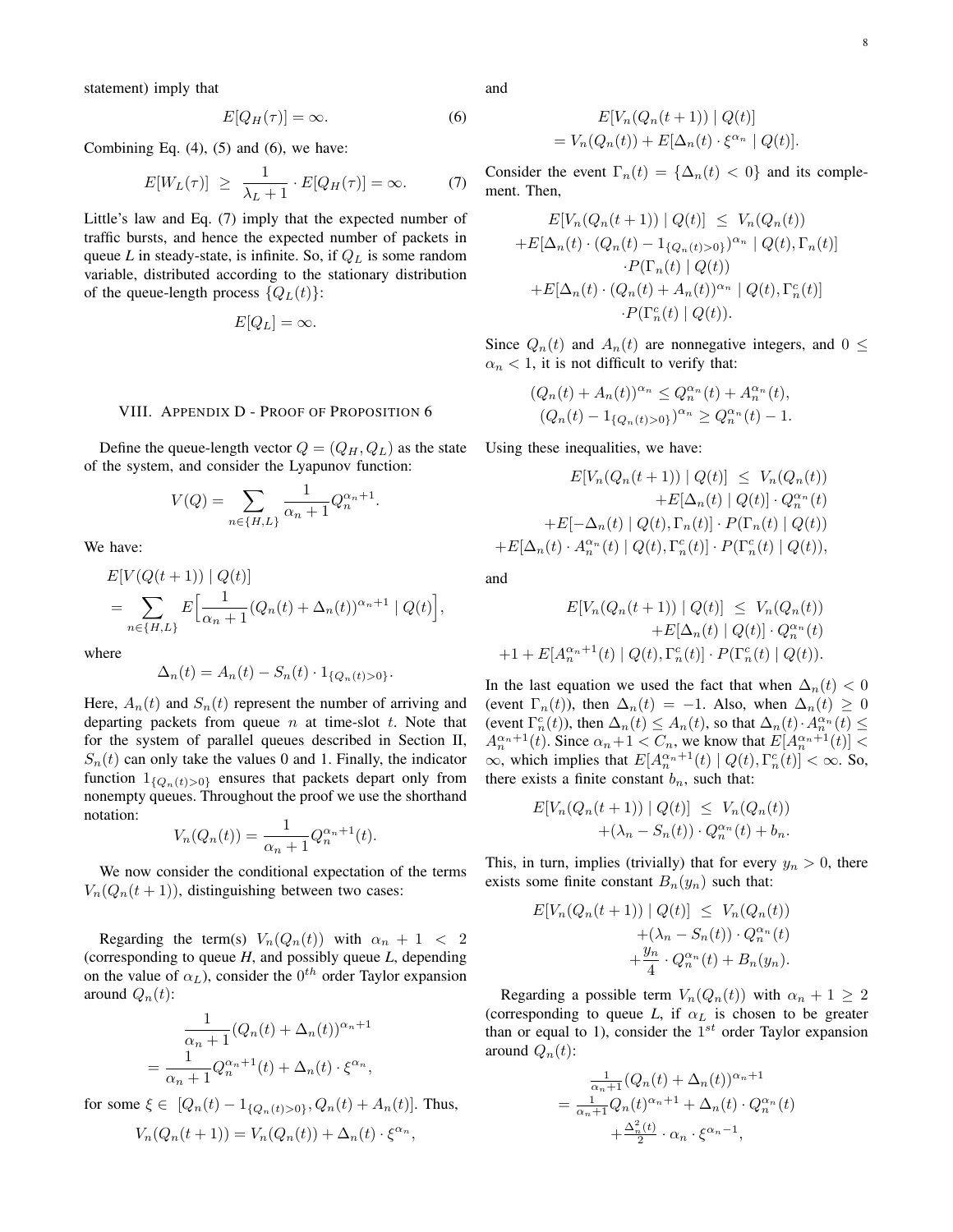statement) imply that

$$E[Q_H(\tau)] = \infty. \tag{6}$$

Combining Eq. (4), (5) and (6), we have:

$$E[W_L(\tau)] \;\geq\; \frac{1}{\lambda_L + 1} \cdot E[Q_H(\tau)] = \infty. \tag{7}$$

Little's law and Eq. (7) imply that the expected number of traffic bursts, and hence the expected number of packets in queue *L* in steady-state, is infinite. So, if $Q_L$ is some random variable, distributed according to the stationary distribution of the queue-length process $\{Q_L(t)\}$:

$$E[Q_L] = \infty.$$

## VIII. Appendix D - Proof of Proposition 6

Define the queue-length vector $Q = (Q_H, Q_L)$ as the state of the system, and consider the Lyapunov function:

$$V(Q) = \sum_{n \in \{H,L\}} \frac{1}{\alpha_n + 1} Q_n^{\alpha_n + 1}.$$

We have:

$$E[V(Q(t+1)) \mid Q(t)] = \sum_{n \in \{H,L\}} E\Big[\frac{1}{\alpha_n + 1}(Q_n(t) + \Delta_n(t))^{\alpha_n + 1} \mid Q(t)\Big],$$

where

$$\Delta_n(t) = A_n(t) - S_n(t) \cdot 1_{\{Q_n(t) > 0\}}.$$

Here, $A_n(t)$ and $S_n(t)$ represent the number of arriving and departing packets from queue $n$ at time-slot $t$. Note that for the system of parallel queues described in Section II, $S_n(t)$ can only take the values 0 and 1. Finally, the indicator function $1_{\{Q_n(t)>0\}}$ ensures that packets depart only from nonempty queues. Throughout the proof we use the shorthand notation:

$$V_n(Q_n(t)) = \frac{1}{\alpha_n + 1} Q_n^{\alpha_n + 1}(t).$$

We now consider the conditional expectation of the terms $V_n(Q_n(t+1))$, distinguishing between two cases:

Regarding the term(s) $V_n(Q_n(t))$ with $\alpha_n + 1 < 2$ (corresponding to queue *H*, and possibly queue *L*, depending on the value of $\alpha_L$), consider the $0^{th}$ order Taylor expansion around $Q_n(t)$:

$$\frac{1}{\alpha_n + 1}(Q_n(t) + \Delta_n(t))^{\alpha_n + 1} = \frac{1}{\alpha_n + 1} Q_n^{\alpha_n + 1}(t) + \Delta_n(t) \cdot \xi^{\alpha_n},$$

for some $\xi \in \; [Q_n(t) - 1_{\{Q_n(t)>0\}}, Q_n(t) + A_n(t)]$. Thus,

$$V_n(Q_n(t+1)) = V_n(Q_n(t)) + \Delta_n(t) \cdot \xi^{\alpha_n},$$

and

$$E[V_n(Q_n(t+1)) \mid Q(t)] = V_n(Q_n(t)) + E[\Delta_n(t) \cdot \xi^{\alpha_n} \mid Q(t)].$$

Consider the event $\Gamma_n(t) = \{\Delta_n(t) < 0\}$ and its complement. Then,

$$\begin{aligned}
E[V_n(Q_n(t+1)) \mid Q(t)] \;&\leq\; V_n(Q_n(t)) \\
&+ E[\Delta_n(t) \cdot (Q_n(t) - 1_{\{Q_n(t)>0\}})^{\alpha_n} \mid Q(t), \Gamma_n(t)] \\
&\cdot P(\Gamma_n(t) \mid Q(t)) \\
&+ E[\Delta_n(t) \cdot (Q_n(t) + A_n(t))^{\alpha_n} \mid Q(t), \Gamma_n^c(t)] \\
&\cdot P(\Gamma_n^c(t) \mid Q(t)).
\end{aligned}$$

Since $Q_n(t)$ and $A_n(t)$ are nonnegative integers, and $0 \leq \alpha_n < 1$, it is not difficult to verify that:

$$\begin{aligned}
(Q_n(t) + A_n(t))^{\alpha_n} &\leq Q_n^{\alpha_n}(t) + A_n^{\alpha_n}(t), \\
(Q_n(t) - 1_{\{Q_n(t)>0\}})^{\alpha_n} &\geq Q_n^{\alpha_n}(t) - 1.
\end{aligned}$$

Using these inequalities, we have:

$$\begin{aligned}
E[V_n(Q_n(t+1)) \mid Q(t)] \;&\leq\; V_n(Q_n(t)) \\
&+ E[\Delta_n(t) \mid Q(t)] \cdot Q_n^{\alpha_n}(t) \\
&+ E[-\Delta_n(t) \mid Q(t), \Gamma_n(t)] \cdot P(\Gamma_n(t) \mid Q(t)) \\
&+ E[\Delta_n(t) \cdot A_n^{\alpha_n}(t) \mid Q(t), \Gamma_n^c(t)] \cdot P(\Gamma_n^c(t) \mid Q(t)),
\end{aligned}$$

and

$$\begin{aligned}
E[V_n(Q_n(t+1)) \mid Q(t)] \;&\leq\; V_n(Q_n(t)) \\
&+ E[\Delta_n(t) \mid Q(t)] \cdot Q_n^{\alpha_n}(t) \\
&+ 1 + E[A_n^{\alpha_n+1}(t) \mid Q(t), \Gamma_n^c(t)] \cdot P(\Gamma_n^c(t) \mid Q(t)).
\end{aligned}$$

In the last equation we used the fact that when $\Delta_n(t) < 0$ (event $\Gamma_n(t)$), then $\Delta_n(t) = -1$. Also, when $\Delta_n(t) \geq 0$ (event $\Gamma_n^c(t)$), then $\Delta_n(t) \leq A_n(t)$, so that $\Delta_n(t) \cdot A_n^{\alpha_n}(t) \leq A_n^{\alpha_n+1}(t)$. Since $\alpha_n + 1 < C_n$, we know that $E[A_n^{\alpha_n+1}(t)] < \infty$, which implies that $E[A_n^{\alpha_n+1}(t) \mid Q(t), \Gamma_n^c(t)] < \infty$. So, there exists a finite constant $b_n$, such that:

$$\begin{aligned}
E[V_n(Q_n(t+1)) \mid Q(t)] \;&\leq\; V_n(Q_n(t)) \\
&+ (\lambda_n - S_n(t)) \cdot Q_n^{\alpha_n}(t) + b_n.
\end{aligned}$$

This, in turn, implies (trivially) that for every $y_n > 0$, there exists some finite constant $B_n(y_n)$ such that:

$$\begin{aligned}
E[V_n(Q_n(t+1)) \mid Q(t)] \;&\leq\; V_n(Q_n(t)) \\
&+ (\lambda_n - S_n(t)) \cdot Q_n^{\alpha_n}(t) \\
&+ \frac{y_n}{4} \cdot Q_n^{\alpha_n}(t) + B_n(y_n).
\end{aligned}$$

Regarding a possible term $V_n(Q_n(t))$ with $\alpha_n + 1 \geq 2$ (corresponding to queue *L*, if $\alpha_L$ is chosen to be greater than or equal to 1), consider the $1^{st}$ order Taylor expansion around $Q_n(t)$:

$$\begin{aligned}
&\tfrac{1}{\alpha_n+1}(Q_n(t) + \Delta_n(t))^{\alpha_n+1} \\
&= \tfrac{1}{\alpha_n+1} Q_n(t)^{\alpha_n+1} + \Delta_n(t) \cdot Q_n^{\alpha_n}(t) \\
&+ \tfrac{\Delta_n^2(t)}{2} \cdot \alpha_n \cdot \xi^{\alpha_n - 1},
\end{aligned}$$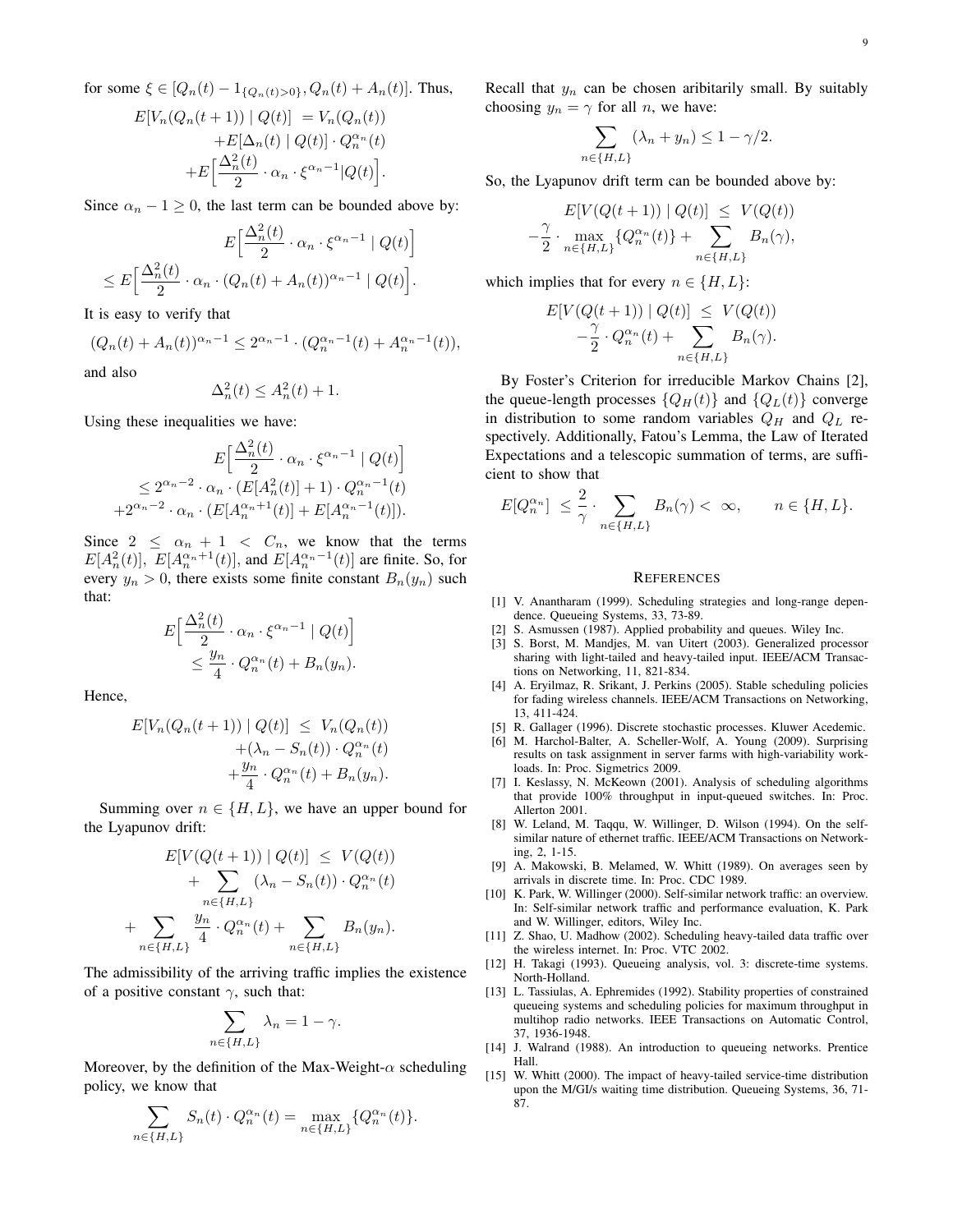for some $\xi \in [Q_n(t) - 1_{\{Q_n(t)>0\}}, Q_n(t) + A_n(t)]$. Thus,

$$
\begin{aligned}
E[V_n(Q_n(t+1)) \mid Q(t)] &= V_n(Q_n(t)) \\
&+ E[\Delta_n(t) \mid Q(t)] \cdot Q_n^{\alpha_n}(t) \\
&+ E\Big[\frac{\Delta_n^2(t)}{2} \cdot \alpha_n \cdot \xi^{\alpha_n - 1} | Q(t)\Big].
\end{aligned}
$$

Since $\alpha_n - 1 \geq 0$, the last term can be bounded above by:

$$
\begin{aligned}
&E\Big[\frac{\Delta_n^2(t)}{2} \cdot \alpha_n \cdot \xi^{\alpha_n - 1} \mid Q(t)\Big] \\
\leq\ &E\Big[\frac{\Delta_n^2(t)}{2} \cdot \alpha_n \cdot (Q_n(t) + A_n(t))^{\alpha_n - 1} \mid Q(t)\Big].
\end{aligned}
$$

It is easy to verify that

$$
(Q_n(t) + A_n(t))^{\alpha_n - 1} \leq 2^{\alpha_n - 1} \cdot (Q_n^{\alpha_n - 1}(t) + A_n^{\alpha_n - 1}(t)),
$$

and also

$$
\Delta_n^2(t) \leq A_n^2(t) + 1.
$$

Using these inequalities we have:

$$
\begin{aligned}
&E\Big[\frac{\Delta_n^2(t)}{2} \cdot \alpha_n \cdot \xi^{\alpha_n - 1} \mid Q(t)\Big] \\
&\leq 2^{\alpha_n - 2} \cdot \alpha_n \cdot (E[A_n^2(t)] + 1) \cdot Q_n^{\alpha_n - 1}(t) \\
&+ 2^{\alpha_n - 2} \cdot \alpha_n \cdot (E[A_n^{\alpha_n + 1}(t)] + E[A_n^{\alpha_n - 1}(t)]).
\end{aligned}
$$

Since $2 \leq \alpha_n + 1 < C_n$, we know that the terms $E[A_n^2(t)]$, $E[A_n^{\alpha_n + 1}(t)]$, and $E[A_n^{\alpha_n - 1}(t)]$ are finite. So, for every $y_n > 0$, there exists some finite constant $B_n(y_n)$ such that:

$$
\begin{aligned}
&E\Big[\frac{\Delta_n^2(t)}{2} \cdot \alpha_n \cdot \xi^{\alpha_n - 1} \mid Q(t)\Big] \\
&\leq \frac{y_n}{4} \cdot Q_n^{\alpha_n}(t) + B_n(y_n).
\end{aligned}
$$

Hence,

$$
\begin{aligned}
E[V_n(Q_n(t+1)) \mid Q(t)] &\leq V_n(Q_n(t)) \\
&+ (\lambda_n - S_n(t)) \cdot Q_n^{\alpha_n}(t) \\
&+ \frac{y_n}{4} \cdot Q_n^{\alpha_n}(t) + B_n(y_n).
\end{aligned}
$$

Summing over $n \in \{H, L\}$, we have an upper bound for the Lyapunov drift:

$$
\begin{aligned}
E[V(Q(t+1)) \mid Q(t)] &\leq V(Q(t)) \\
&+ \sum_{n \in \{H,L\}} (\lambda_n - S_n(t)) \cdot Q_n^{\alpha_n}(t) \\
+ \sum_{n \in \{H,L\}} \frac{y_n}{4} \cdot Q_n^{\alpha_n}(t) &+ \sum_{n \in \{H,L\}} B_n(y_n).
\end{aligned}
$$

The admissibility of the arriving traffic implies the existence of a positive constant $\gamma$, such that:

$$
\sum_{n \in \{H,L\}} \lambda_n = 1 - \gamma.
$$

Moreover, by the definition of the Max-Weight-$\alpha$ scheduling policy, we know that

$$
\sum_{n \in \{H,L\}} S_n(t) \cdot Q_n^{\alpha_n}(t) = \max_{n \in \{H,L\}} \{Q_n^{\alpha_n}(t)\}.
$$

Recall that $y_n$ can be chosen aribitarily small. By suitably choosing $y_n = \gamma$ for all $n$, we have:

$$
\sum_{n \in \{H,L\}} (\lambda_n + y_n) \leq 1 - \gamma/2.
$$

So, the Lyapunov drift term can be bounded above by:

$$
\begin{aligned}
E[V(Q(t+1)) \mid Q(t)] &\leq V(Q(t)) \\
-\frac{\gamma}{2} \cdot \max_{n \in \{H,L\}} \{Q_n^{\alpha_n}(t)\} &+ \sum_{n \in \{H,L\}} B_n(\gamma),
\end{aligned}
$$

which implies that for every $n \in \{H, L\}$:

$$
\begin{aligned}
E[V(Q(t+1)) \mid Q(t)] &\leq V(Q(t)) \\
-\frac{\gamma}{2} \cdot Q_n^{\alpha_n}(t) &+ \sum_{n \in \{H,L\}} B_n(\gamma).
\end{aligned}
$$

By Foster's Criterion for irreducible Markov Chains [2], the queue-length processes $\{Q_H(t)\}$ and $\{Q_L(t)\}$ converge in distribution to some random variables $Q_H$ and $Q_L$ respectively. Additionally, Fatou's Lemma, the Law of Iterated Expectations and a telescopic summation of terms, are sufficient to show that

$$
E[Q_n^{\alpha_n}] \leq \frac{2}{\gamma} \cdot \sum_{n \in \{H,L\}} B_n(\gamma) < \infty, \qquad n \in \{H, L\}.
$$

## References

[1] V. Anantharam (1999). Scheduling strategies and long-range dependence. Queueing Systems, 33, 73-89.

[2] S. Asmussen (1987). Applied probability and queues. Wiley Inc.

[3] S. Borst, M. Mandjes, M. van Uitert (2003). Generalized processor sharing with light-tailed and heavy-tailed input. IEEE/ACM Transactions on Networking, 11, 821-834.

[4] A. Eryilmaz, R. Srikant, J. Perkins (2005). Stable scheduling policies for fading wireless channels. IEEE/ACM Transactions on Networking, 13, 411-424.

[5] R. Gallager (1996). Discrete stochastic processes. Kluwer Acedemic.

[6] M. Harchol-Balter, A. Scheller-Wolf, A. Young (2009). Surprising results on task assignment in server farms with high-variability workloads. In: Proc. Sigmetrics 2009.

[7] I. Keslassy, N. McKeown (2001). Analysis of scheduling algorithms that provide 100% throughput in input-queued switches. In: Proc. Allerton 2001.

[8] W. Leland, M. Taqqu, W. Willinger, D. Wilson (1994). On the self-similar nature of ethernet traffic. IEEE/ACM Transactions on Networking, 2, 1-15.

[9] A. Makowski, B. Melamed, W. Whitt (1989). On averages seen by arrivals in discrete time. In: Proc. CDC 1989.

[10] K. Park, W. Willinger (2000). Self-similar network traffic: an overview. In: Self-similar network traffic and performance evaluation, K. Park and W. Willinger, editors, Wiley Inc.

[11] Z. Shao, U. Madhow (2002). Scheduling heavy-tailed data traffic over the wireless internet. In: Proc. VTC 2002.

[12] H. Takagi (1993). Queueing analysis, vol. 3: discrete-time systems. North-Holland.

[13] L. Tassiulas, A. Ephremides (1992). Stability properties of constrained queueing systems and scheduling policies for maximum throughput in multihop radio networks. IEEE Transactions on Automatic Control, 37, 1936-1948.

[14] J. Walrand (1988). An introduction to queueing networks. Prentice Hall.

[15] W. Whitt (2000). The impact of heavy-tailed service-time distribution upon the M/GI/s waiting time distribution. Queueing Systems, 36, 71-87.